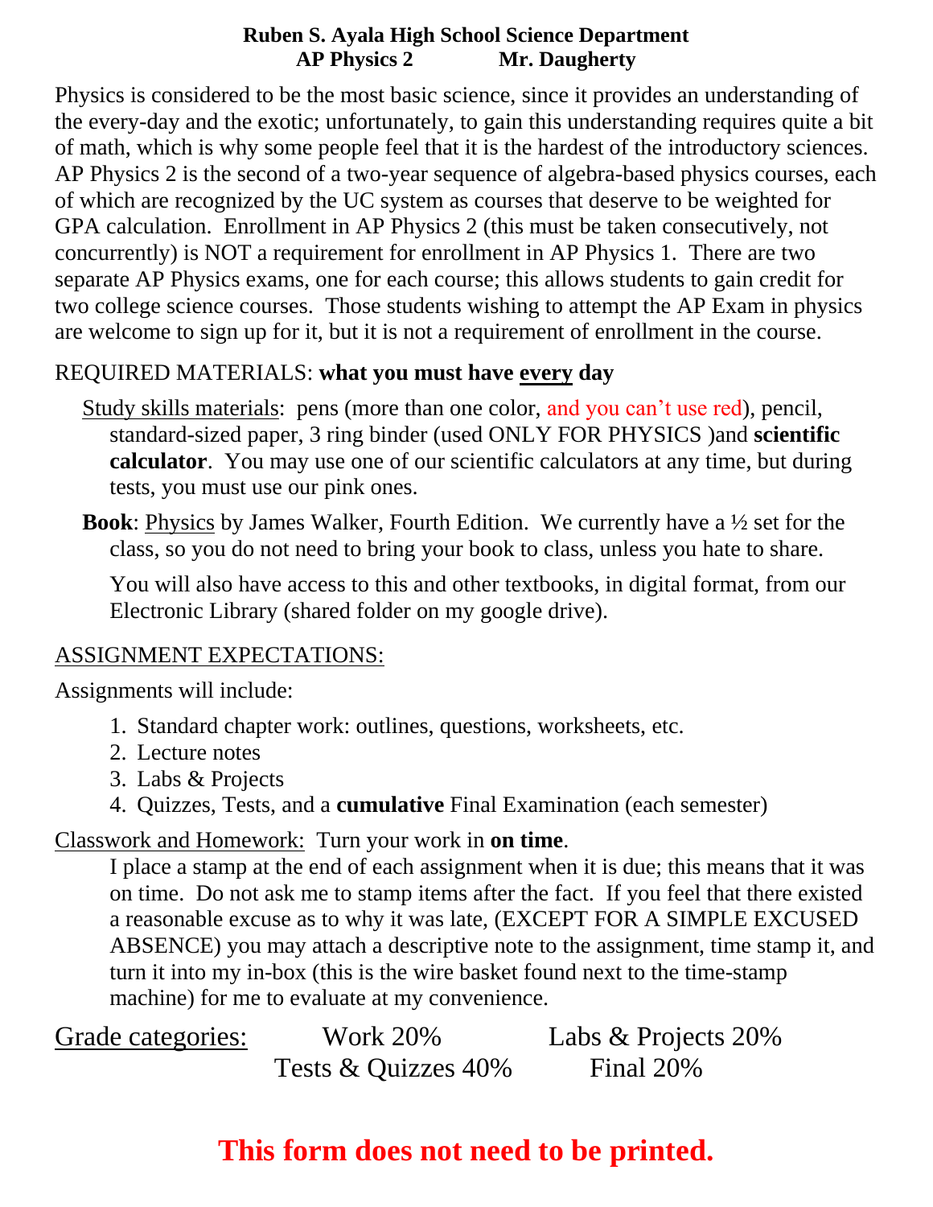**Ruben S. Ayala High School Science Department**
**AP Physics 2 Mr. Daugherty**

Physics is considered to be the most basic science, since it provides an understanding of the every-day and the exotic; unfortunately, to gain this understanding requires quite a bit of math, which is why some people feel that it is the hardest of the introductory sciences. AP Physics 2 is the second of a two-year sequence of algebra-based physics courses, each of which are recognized by the UC system as courses that deserve to be weighted for GPA calculation. Enrollment in AP Physics 2 (this must be taken consecutively, not concurrently) is NOT a requirement for enrollment in AP Physics 1. There are two separate AP Physics exams, one for each course; this allows students to gain credit for two college science courses. Those students wishing to attempt the AP Exam in physics are welcome to sign up for it, but it is not a requirement of enrollment in the course.

REQUIRED MATERIALS: **what you must have <u>every</u> day**

<u>Study skills materials</u>: pens (more than one color, and you can't use red), pencil, standard-sized paper, 3 ring binder (used ONLY FOR PHYSICS )and **scientific calculator**. You may use one of our scientific calculators at any time, but during tests, you must use our pink ones.

**Book**: <u>Physics</u> by James Walker, Fourth Edition. We currently have a ½ set for the class, so you do not need to bring your book to class, unless you hate to share.

You will also have access to this and other textbooks, in digital format, from our Electronic Library (shared folder on my google drive).

<u>ASSIGNMENT EXPECTATIONS:</u>

Assignments will include:

1. Standard chapter work: outlines, questions, worksheets, etc.
2. Lecture notes
3. Labs & Projects
4. Quizzes, Tests, and a **cumulative** Final Examination (each semester)

<u>Classwork and Homework:</u> Turn your work in **on time**.

I place a stamp at the end of each assignment when it is due; this means that it was on time. Do not ask me to stamp items after the fact. If you feel that there existed a reasonable excuse as to why it was late, (EXCEPT FOR A SIMPLE EXCUSED ABSENCE) you may attach a descriptive note to the assignment, time stamp it, and turn it into my in-box (this is the wire basket found next to the time-stamp machine) for me to evaluate at my convenience.

<u>Grade categories:</u> Work 20% Labs & Projects 20%
Tests & Quizzes 40% Final 20%

**This form does not need to be printed.**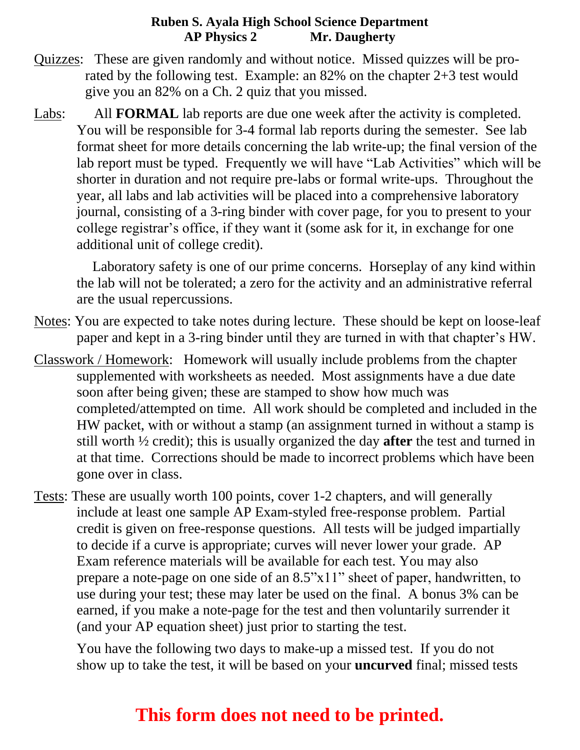**Ruben S. Ayala High School Science Department**
**AP Physics 2 Mr. Daugherty**

Quizzes: These are given randomly and without notice. Missed quizzes will be pro-rated by the following test. Example: an 82% on the chapter 2+3 test would give you an 82% on a Ch. 2 quiz that you missed.

Labs: All **FORMAL** lab reports are due one week after the activity is completed. You will be responsible for 3-4 formal lab reports during the semester. See lab format sheet for more details concerning the lab write-up; the final version of the lab report must be typed. Frequently we will have "Lab Activities" which will be shorter in duration and not require pre-labs or formal write-ups. Throughout the year, all labs and lab activities will be placed into a comprehensive laboratory journal, consisting of a 3-ring binder with cover page, for you to present to your college registrar's office, if they want it (some ask for it, in exchange for one additional unit of college credit).

Laboratory safety is one of our prime concerns. Horseplay of any kind within the lab will not be tolerated; a zero for the activity and an administrative referral are the usual repercussions.

Notes: You are expected to take notes during lecture. These should be kept on loose-leaf paper and kept in a 3-ring binder until they are turned in with that chapter's HW.

Classwork / Homework: Homework will usually include problems from the chapter supplemented with worksheets as needed. Most assignments have a due date soon after being given; these are stamped to show how much was completed/attempted on time. All work should be completed and included in the HW packet, with or without a stamp (an assignment turned in without a stamp is still worth ½ credit); this is usually organized the day **after** the test and turned in at that time. Corrections should be made to incorrect problems which have been gone over in class.

Tests: These are usually worth 100 points, cover 1-2 chapters, and will generally include at least one sample AP Exam-styled free-response problem. Partial credit is given on free-response questions. All tests will be judged impartially to decide if a curve is appropriate; curves will never lower your grade. AP Exam reference materials will be available for each test. You may also prepare a note-page on one side of an 8.5"x11" sheet of paper, handwritten, to use during your test; these may later be used on the final. A bonus 3% can be earned, if you make a note-page for the test and then voluntarily surrender it (and your AP equation sheet) just prior to starting the test.

You have the following two days to make-up a missed test. If you do not show up to take the test, it will be based on your **uncurved** final; missed tests

**This form does not need to be printed.**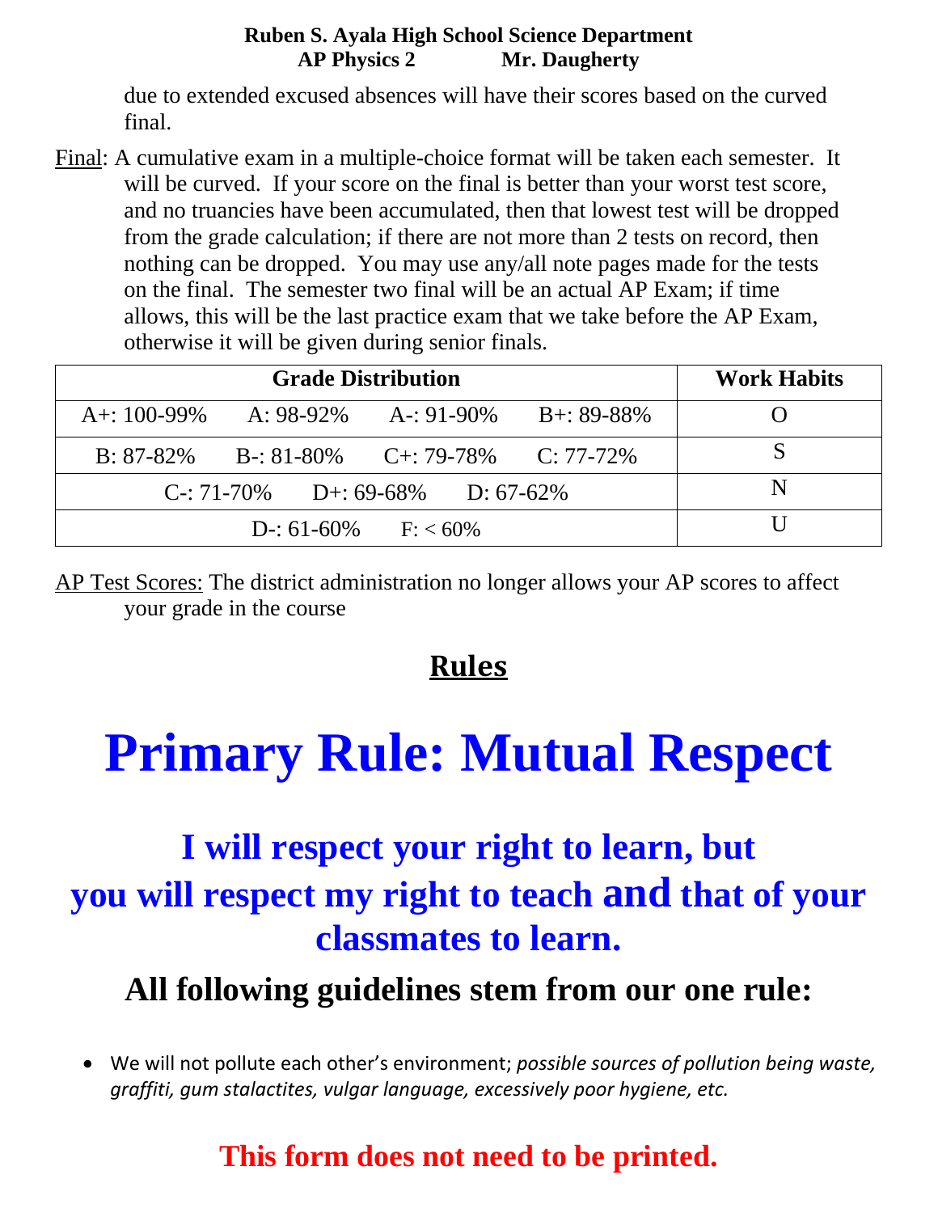due to extended excused absences will have their scores based on the curved final.

Final: A cumulative exam in a multiple-choice format will be taken each semester. It will be curved. If your score on the final is better than your worst test score, and no truancies have been accumulated, then that lowest test will be dropped from the grade calculation; if there are not more than 2 tests on record, then nothing can be dropped. You may use any/all note pages made for the tests on the final. The semester two final will be an actual AP Exam; if time allows, this will be the last practice exam that we take before the AP Exam, otherwise it will be given during senior finals.

| Grade Distribution | | | | Work Habits |
|---|---|---|---|---|
| A+: 100-99% | A: 98-92% | A-: 91-90% | B+: 89-88% | O |
| B: 87-82% | B-: 81-80% | C+: 79-78% | C: 77-72% | S |
| C-: 71-70% | D+: 69-68% | D: 67-62% | | N |
| D-: 61-60% | F: < 60% | | | U |

AP Test Scores: The district administration no longer allows your AP scores to affect your grade in the course

## Rules

# Primary Rule: Mutual Respect

## I will respect your right to learn, but you will respect my right to teach and that of your classmates to learn.

### All following guidelines stem from our one rule:

- We will not pollute each other's environment; *possible sources of pollution being waste, graffiti, gum stalactites, vulgar language, excessively poor hygiene, etc.*

**This form does not need to be printed.**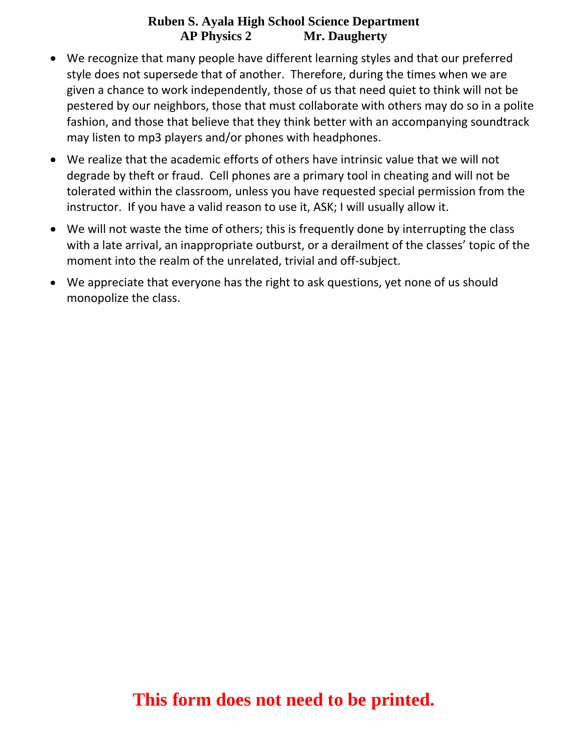**Ruben S. Ayala High School Science Department**
**AP Physics 2 Mr. Daugherty**

- We recognize that many people have different learning styles and that our preferred style does not supersede that of another. Therefore, during the times when we are given a chance to work independently, those of us that need quiet to think will not be pestered by our neighbors, those that must collaborate with others may do so in a polite fashion, and those that believe that they think better with an accompanying soundtrack may listen to mp3 players and/or phones with headphones.
- We realize that the academic efforts of others have intrinsic value that we will not degrade by theft or fraud. Cell phones are a primary tool in cheating and will not be tolerated within the classroom, unless you have requested special permission from the instructor. If you have a valid reason to use it, ASK; I will usually allow it.
- We will not waste the time of others; this is frequently done by interrupting the class with a late arrival, an inappropriate outburst, or a derailment of the classes' topic of the moment into the realm of the unrelated, trivial and off-subject.
- We appreciate that everyone has the right to ask questions, yet none of us should monopolize the class.

**This form does not need to be printed.**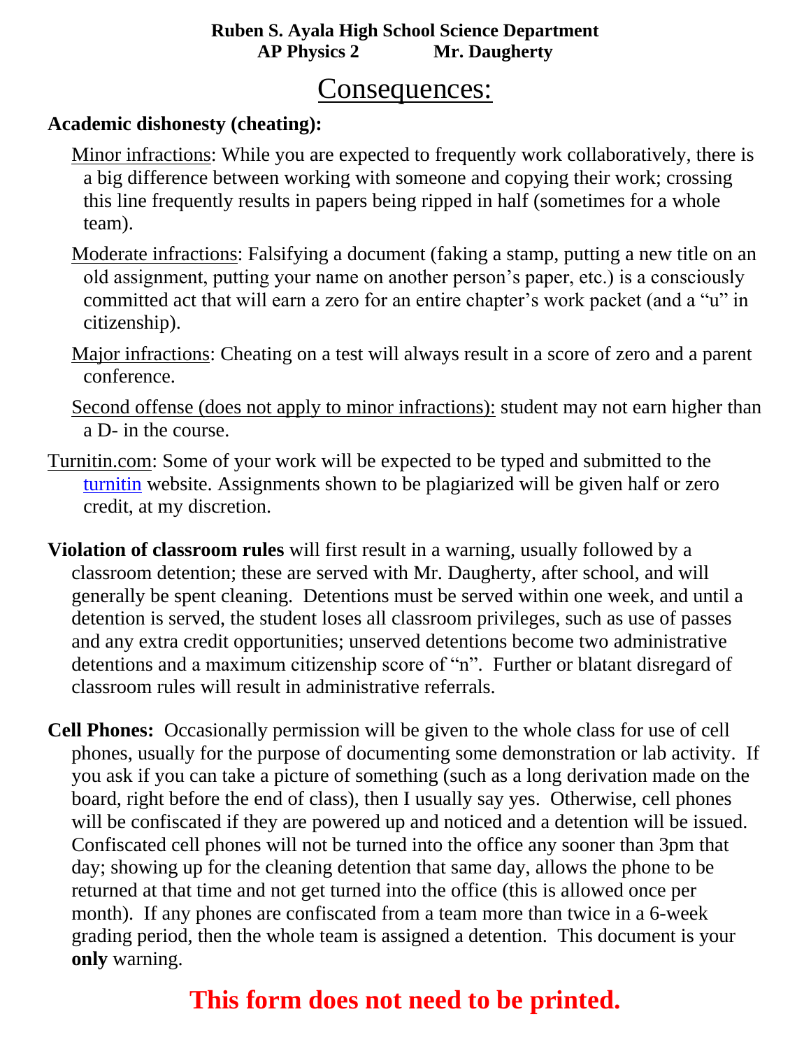**Ruben S. Ayala High School Science Department**
**AP Physics 2 Mr. Daugherty**

# Consequences:

**Academic dishonesty (cheating):**

Minor infractions: While you are expected to frequently work collaboratively, there is a big difference between working with someone and copying their work; crossing this line frequently results in papers being ripped in half (sometimes for a whole team).

Moderate infractions: Falsifying a document (faking a stamp, putting a new title on an old assignment, putting your name on another person's paper, etc.) is a consciously committed act that will earn a zero for an entire chapter's work packet (and a "u" in citizenship).

Major infractions: Cheating on a test will always result in a score of zero and a parent conference.

Second offense (does not apply to minor infractions): student may not earn higher than a D- in the course.

Turnitin.com: Some of your work will be expected to be typed and submitted to the turnitin website. Assignments shown to be plagiarized will be given half or zero credit, at my discretion.

**Violation of classroom rules** will first result in a warning, usually followed by a classroom detention; these are served with Mr. Daugherty, after school, and will generally be spent cleaning. Detentions must be served within one week, and until a detention is served, the student loses all classroom privileges, such as use of passes and any extra credit opportunities; unserved detentions become two administrative detentions and a maximum citizenship score of "n". Further or blatant disregard of classroom rules will result in administrative referrals.

**Cell Phones:** Occasionally permission will be given to the whole class for use of cell phones, usually for the purpose of documenting some demonstration or lab activity. If you ask if you can take a picture of something (such as a long derivation made on the board, right before the end of class), then I usually say yes. Otherwise, cell phones will be confiscated if they are powered up and noticed and a detention will be issued. Confiscated cell phones will not be turned into the office any sooner than 3pm that day; showing up for the cleaning detention that same day, allows the phone to be returned at that time and not get turned into the office (this is allowed once per month). If any phones are confiscated from a team more than twice in a 6-week grading period, then the whole team is assigned a detention. This document is your **only** warning.

**This form does not need to be printed.**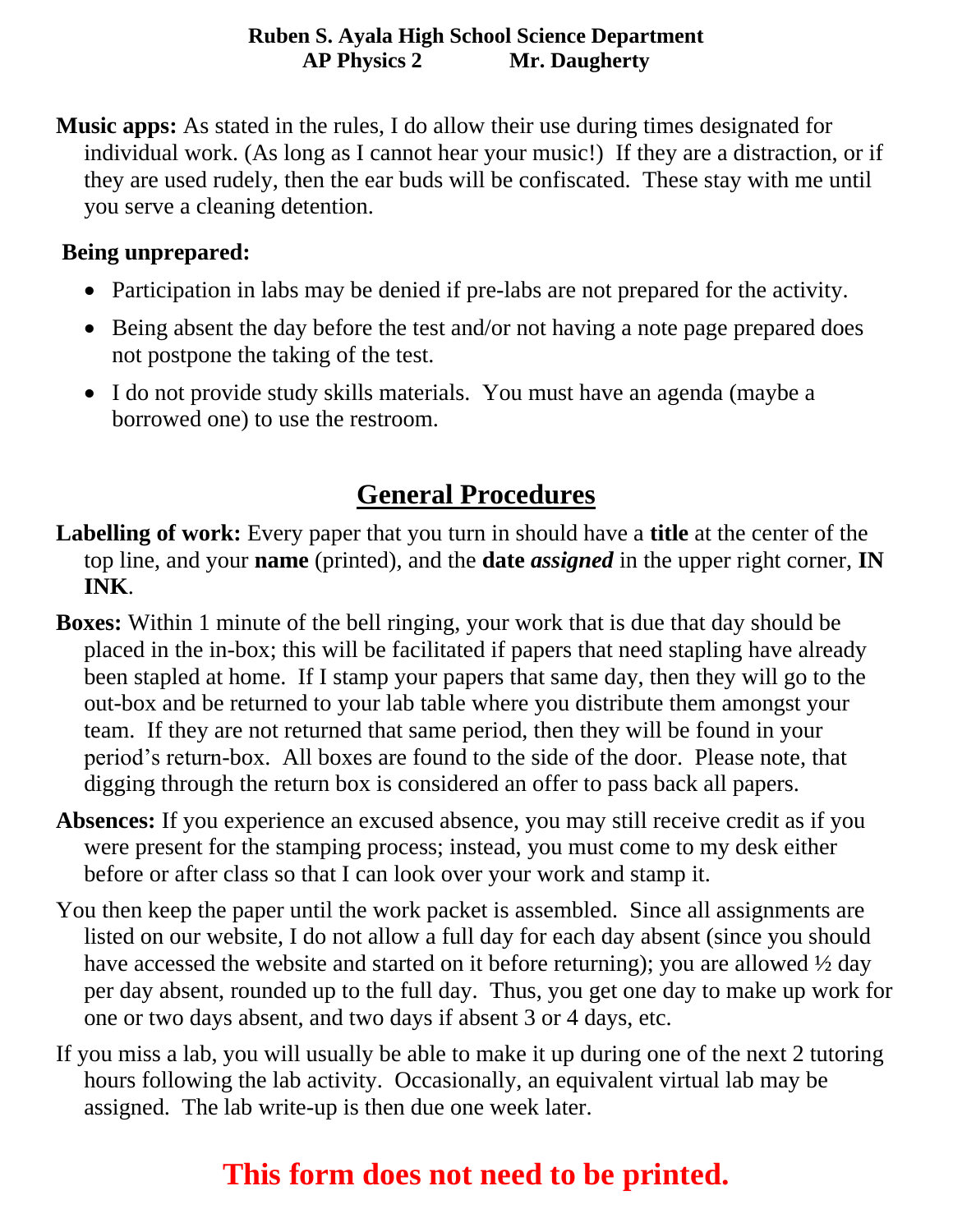**Music apps:** As stated in the rules, I do allow their use during times designated for individual work. (As long as I cannot hear your music!) If they are a distraction, or if they are used rudely, then the ear buds will be confiscated. These stay with me until you serve a cleaning detention.

**Being unprepared:**

- Participation in labs may be denied if pre-labs are not prepared for the activity.
- Being absent the day before the test and/or not having a note page prepared does not postpone the taking of the test.
- I do not provide study skills materials. You must have an agenda (maybe a borrowed one) to use the restroom.

## General Procedures

**Labelling of work:** Every paper that you turn in should have a **title** at the center of the top line, and your **name** (printed), and the **date** ***assigned*** in the upper right corner, **IN INK**.

**Boxes:** Within 1 minute of the bell ringing, your work that is due that day should be placed in the in-box; this will be facilitated if papers that need stapling have already been stapled at home. If I stamp your papers that same day, then they will go to the out-box and be returned to your lab table where you distribute them amongst your team. If they are not returned that same period, then they will be found in your period's return-box. All boxes are found to the side of the door. Please note, that digging through the return box is considered an offer to pass back all papers.

**Absences:** If you experience an excused absence, you may still receive credit as if you were present for the stamping process; instead, you must come to my desk either before or after class so that I can look over your work and stamp it.

You then keep the paper until the work packet is assembled. Since all assignments are listed on our website, I do not allow a full day for each day absent (since you should have accessed the website and started on it before returning); you are allowed ½ day per day absent, rounded up to the full day. Thus, you get one day to make up work for one or two days absent, and two days if absent 3 or 4 days, etc.

If you miss a lab, you will usually be able to make it up during one of the next 2 tutoring hours following the lab activity. Occasionally, an equivalent virtual lab may be assigned. The lab write-up is then due one week later.

**This form does not need to be printed.**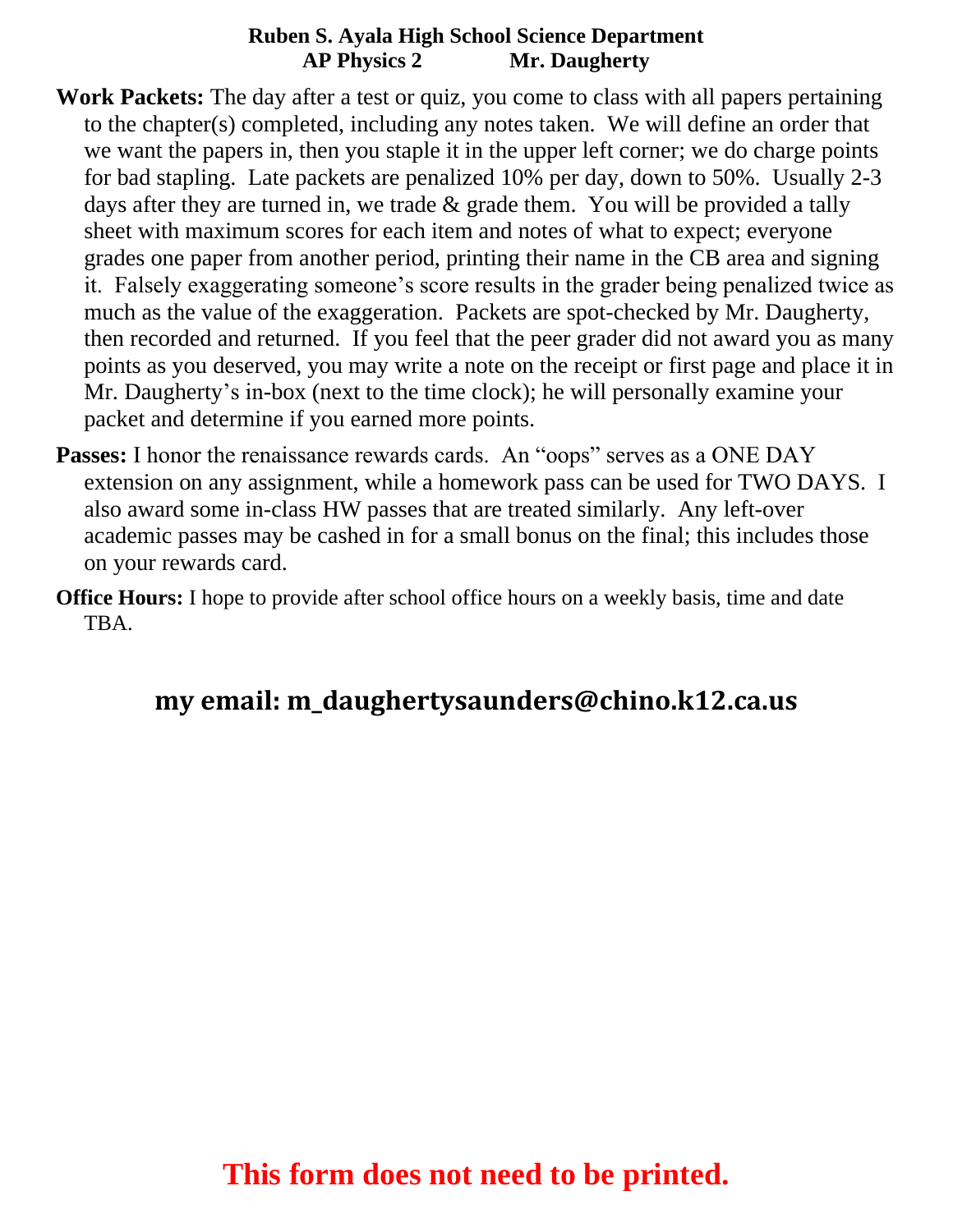**Ruben S. Ayala High School Science Department**
**AP Physics 2 Mr. Daugherty**

**Work Packets:** The day after a test or quiz, you come to class with all papers pertaining to the chapter(s) completed, including any notes taken. We will define an order that we want the papers in, then you staple it in the upper left corner; we do charge points for bad stapling. Late packets are penalized 10% per day, down to 50%. Usually 2-3 days after they are turned in, we trade & grade them. You will be provided a tally sheet with maximum scores for each item and notes of what to expect; everyone grades one paper from another period, printing their name in the CB area and signing it. Falsely exaggerating someone's score results in the grader being penalized twice as much as the value of the exaggeration. Packets are spot-checked by Mr. Daugherty, then recorded and returned. If you feel that the peer grader did not award you as many points as you deserved, you may write a note on the receipt or first page and place it in Mr. Daugherty's in-box (next to the time clock); he will personally examine your packet and determine if you earned more points.

**Passes:** I honor the renaissance rewards cards. An "oops" serves as a ONE DAY extension on any assignment, while a homework pass can be used for TWO DAYS. I also award some in-class HW passes that are treated similarly. Any left-over academic passes may be cashed in for a small bonus on the final; this includes those on your rewards card.

**Office Hours:** I hope to provide after school office hours on a weekly basis, time and date TBA.

## my email: m_daughertysaunders@chino.k12.ca.us

**This form does not need to be printed.**